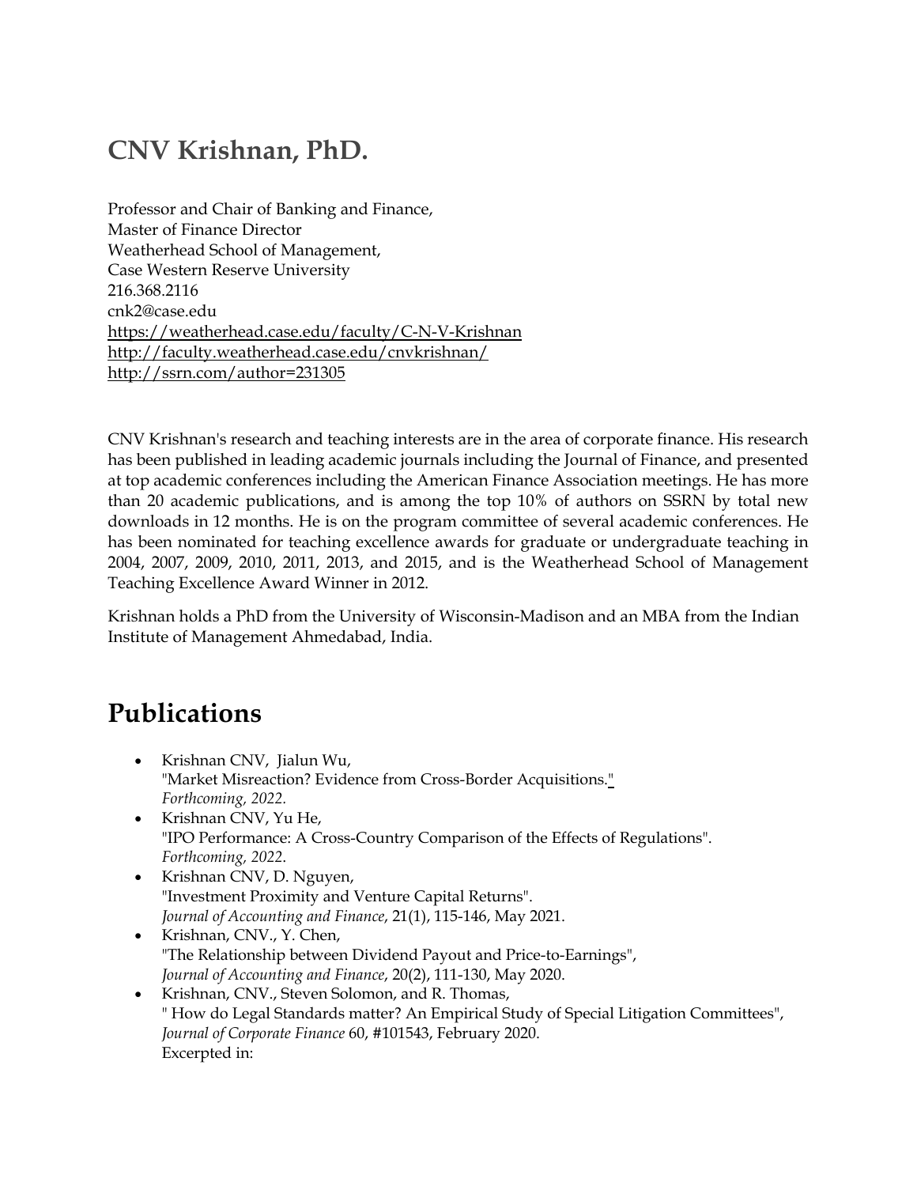# CNV Krishnan, PhD.

Professor and Chair of Banking and Finance,
Master of Finance Director
Weatherhead School of Management,
Case Western Reserve University
216.368.2116
cnk2@case.edu
https://weatherhead.case.edu/faculty/C-N-V-Krishnan
http://faculty.weatherhead.case.edu/cnvkrishnan/
http://ssrn.com/author=231305

CNV Krishnan's research and teaching interests are in the area of corporate finance. His research has been published in leading academic journals including the Journal of Finance, and presented at top academic conferences including the American Finance Association meetings. He has more than 20 academic publications, and is among the top 10% of authors on SSRN by total new downloads in 12 months. He is on the program committee of several academic conferences. He has been nominated for teaching excellence awards for graduate or undergraduate teaching in 2004, 2007, 2009, 2010, 2011, 2013, and 2015, and is the Weatherhead School of Management Teaching Excellence Award Winner in 2012.

Krishnan holds a PhD from the University of Wisconsin-Madison and an MBA from the Indian Institute of Management Ahmedabad, India.

# Publications

- Krishnan CNV, Jialun Wu,
  "Market Misreaction? Evidence from Cross-Border Acquisitions."
  *Forthcoming, 2022.*
- Krishnan CNV, Yu He,
  "IPO Performance: A Cross-Country Comparison of the Effects of Regulations".
  *Forthcoming, 2022*.
- Krishnan CNV, D. Nguyen,
  "Investment Proximity and Venture Capital Returns".
  *Journal of Accounting and Finance*, 21(1), 115-146, May 2021.
- Krishnan, CNV., Y. Chen,
  "The Relationship between Dividend Payout and Price-to-Earnings",
  *Journal of Accounting and Finance*, 20(2), 111-130, May 2020.
- Krishnan, CNV., Steven Solomon, and R. Thomas,
  " How do Legal Standards matter? An Empirical Study of Special Litigation Committees",
  *Journal of Corporate Finance* 60, #101543, February 2020.
  Excerpted in: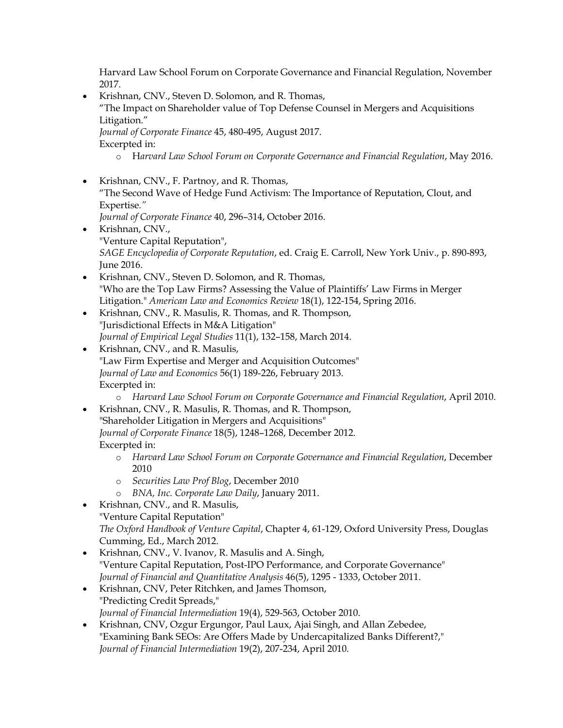Harvard Law School Forum on Corporate Governance and Financial Regulation, November 2017.

- Krishnan, CNV., Steven D. Solomon, and R. Thomas,
  "The Impact on Shareholder value of Top Defense Counsel in Mergers and Acquisitions Litigation."
  *Journal of Corporate Finance* 45, 480-495, August 2017.
  Excerpted in:
  - H*arvard Law School Forum on Corporate Governance and Financial Regulation*, May 2016.

- Krishnan, CNV., F. Partnoy, and R. Thomas,
  "The Second Wave of Hedge Fund Activism: The Importance of Reputation, Clout, and Expertise."
  *Journal of Corporate Finance* 40, 296–314, October 2016.
- Krishnan, CNV.,
  "Venture Capital Reputation",
  *SAGE Encyclopedia of Corporate Reputation*, ed. Craig E. Carroll, New York Univ., p. 890-893, June 2016.
- Krishnan, CNV., Steven D. Solomon, and R. Thomas,
  "Who are the Top Law Firms? Assessing the Value of Plaintiffs' Law Firms in Merger Litigation." *American Law and Economics Review* 18(1), 122-154, Spring 2016.
- Krishnan, CNV., R. Masulis, R. Thomas, and R. Thompson,
  "Jurisdictional Effects in M&A Litigation"
  *Journal of Empirical Legal Studies* 11(1), 132–158, March 2014.
- Krishnan, CNV., and R. Masulis,
  "Law Firm Expertise and Merger and Acquisition Outcomes"
  *Journal of Law and Economics* 56(1) 189-226, February 2013.
  Excerpted in:
  - *Harvard Law School Forum on Corporate Governance and Financial Regulation*, April 2010.
- Krishnan, CNV., R. Masulis, R. Thomas, and R. Thompson,
  "Shareholder Litigation in Mergers and Acquisitions"
  *Journal of Corporate Finance* 18(5), 1248–1268, December 2012.
  Excerpted in:
  - *Harvard Law School Forum on Corporate Governance and Financial Regulation*, December 2010
  - *Securities Law Prof Blog*, December 2010
  - *BNA, Inc. Corporate Law Daily*, January 2011.
- Krishnan, CNV., and R. Masulis,
  "Venture Capital Reputation"
  *The Oxford Handbook of Venture Capital*, Chapter 4, 61-129, Oxford University Press, Douglas Cumming, Ed., March 2012.
- Krishnan, CNV., V. Ivanov, R. Masulis and A. Singh,
  "Venture Capital Reputation, Post-IPO Performance, and Corporate Governance"
  *Journal of Financial and Quantitative Analysis* 46(5), 1295 - 1333, October 2011.
- Krishnan, CNV, Peter Ritchken, and James Thomson,
  "Predicting Credit Spreads,"
  *Journal of Financial Intermediation* 19(4), 529-563, October 2010.
- Krishnan, CNV, Ozgur Ergungor, Paul Laux, Ajai Singh, and Allan Zebedee,
  "Examining Bank SEOs: Are Offers Made by Undercapitalized Banks Different?,"
  *Journal of Financial Intermediation* 19(2), 207-234, April 2010.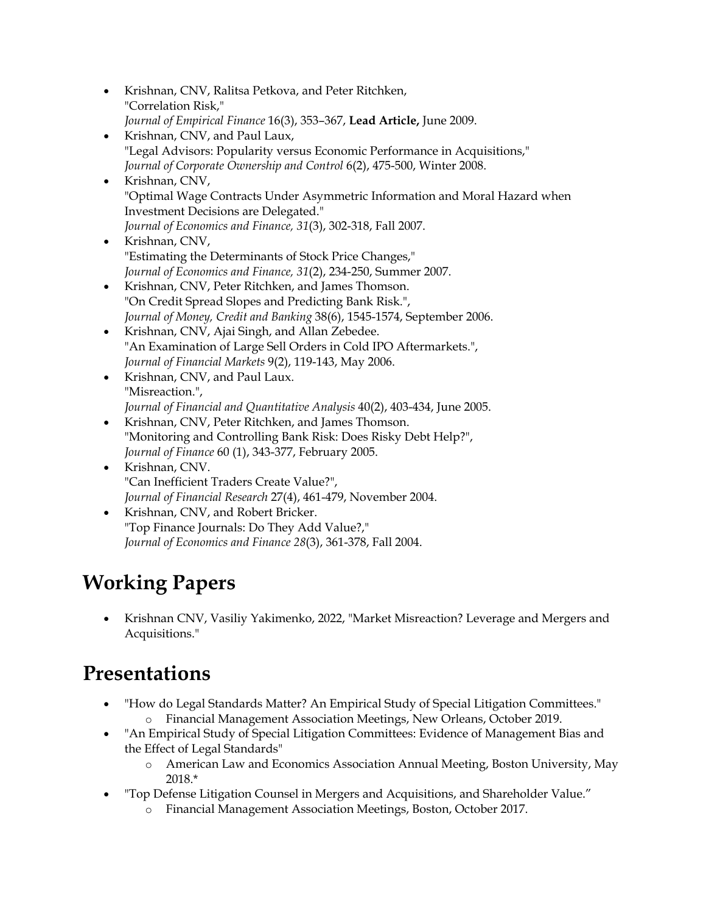- Krishnan, CNV, Ralitsa Petkova, and Peter Ritchken,
  "Correlation Risk,"
  *Journal of Empirical Finance* 16(3), 353–367, **Lead Article,** June 2009.
- Krishnan, CNV, and Paul Laux,
  "Legal Advisors: Popularity versus Economic Performance in Acquisitions,"
  *Journal of Corporate Ownership and Control* 6(2), 475-500, Winter 2008.
- Krishnan, CNV,
  "Optimal Wage Contracts Under Asymmetric Information and Moral Hazard when Investment Decisions are Delegated."
  *Journal of Economics and Finance, 31*(3), 302-318, Fall 2007.
- Krishnan, CNV,
  "Estimating the Determinants of Stock Price Changes,"
  *Journal of Economics and Finance, 31*(2), 234-250, Summer 2007.
- Krishnan, CNV, Peter Ritchken, and James Thomson.
  "On Credit Spread Slopes and Predicting Bank Risk.",
  *Journal of Money, Credit and Banking* 38(6), 1545-1574, September 2006.
- Krishnan, CNV, Ajai Singh, and Allan Zebedee.
  "An Examination of Large Sell Orders in Cold IPO Aftermarkets.",
  *Journal of Financial Markets* 9(2), 119-143, May 2006.
- Krishnan, CNV, and Paul Laux.
  "Misreaction.",
  *Journal of Financial and Quantitative Analysis* 40(2), 403-434, June 2005.
- Krishnan, CNV, Peter Ritchken, and James Thomson.
  "Monitoring and Controlling Bank Risk: Does Risky Debt Help?",
  *Journal of Finance* 60 (1), 343-377, February 2005.
- Krishnan, CNV.
  "Can Inefficient Traders Create Value?",
  *Journal of Financial Research* 27(4), 461-479, November 2004.
- Krishnan, CNV, and Robert Bricker.
  "Top Finance Journals: Do They Add Value?,"
  *Journal of Economics and Finance 28*(3), 361-378, Fall 2004.

# Working Papers

- Krishnan CNV, Vasiliy Yakimenko, 2022, "Market Misreaction? Leverage and Mergers and Acquisitions."

# Presentations

- "How do Legal Standards Matter? An Empirical Study of Special Litigation Committees."
  - Financial Management Association Meetings, New Orleans, October 2019.
- "An Empirical Study of Special Litigation Committees: Evidence of Management Bias and the Effect of Legal Standards"
  - American Law and Economics Association Annual Meeting, Boston University, May 2018.*
- "Top Defense Litigation Counsel in Mergers and Acquisitions, and Shareholder Value."
  - Financial Management Association Meetings, Boston, October 2017.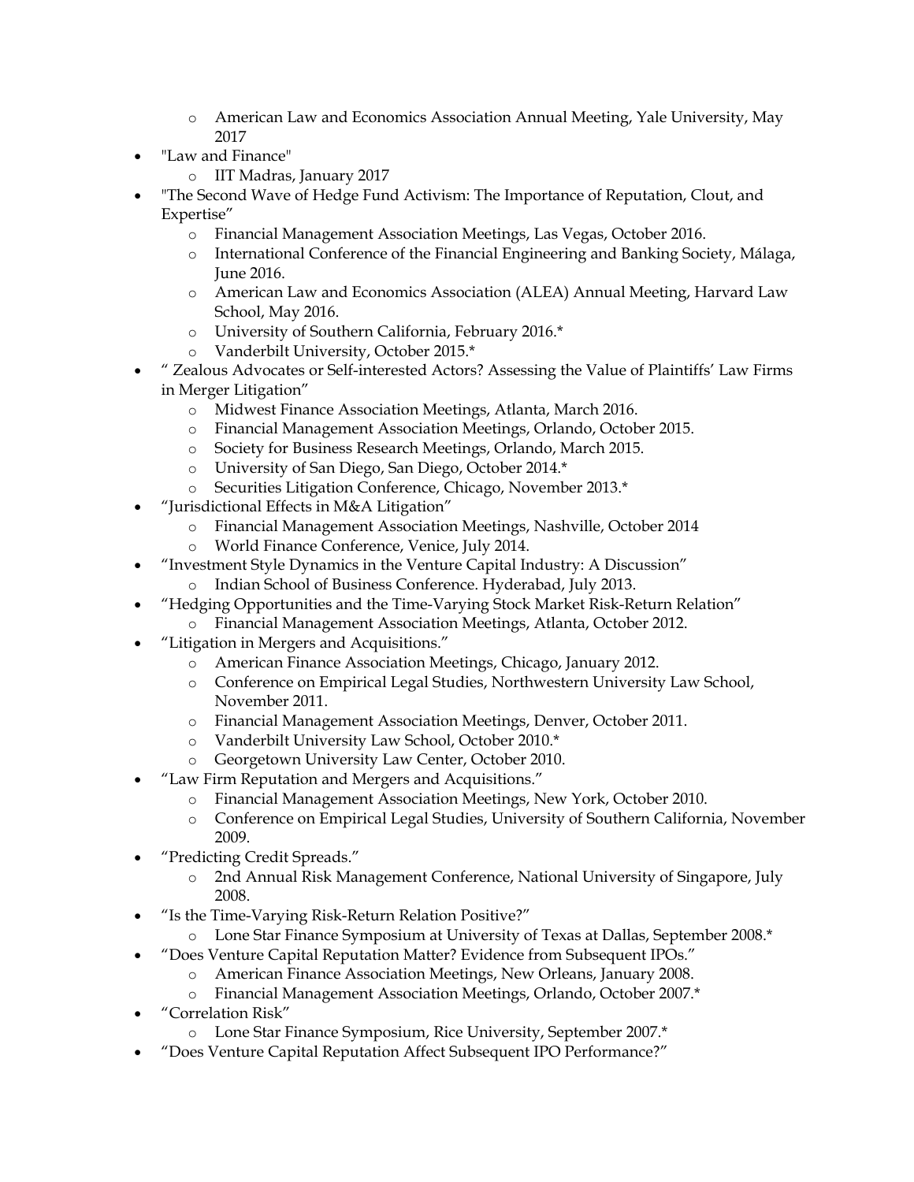- American Law and Economics Association Annual Meeting, Yale University, May 2017
- "Law and Finance"
  - IIT Madras, January 2017
- "The Second Wave of Hedge Fund Activism: The Importance of Reputation, Clout, and Expertise"
  - Financial Management Association Meetings, Las Vegas, October 2016.
  - International Conference of the Financial Engineering and Banking Society, Málaga, June 2016.
  - American Law and Economics Association (ALEA) Annual Meeting, Harvard Law School, May 2016.
  - University of Southern California, February 2016.*
  - Vanderbilt University, October 2015.*
- " Zealous Advocates or Self-interested Actors? Assessing the Value of Plaintiffs' Law Firms in Merger Litigation"
  - Midwest Finance Association Meetings, Atlanta, March 2016.
  - Financial Management Association Meetings, Orlando, October 2015.
  - Society for Business Research Meetings, Orlando, March 2015.
  - University of San Diego, San Diego, October 2014.*
  - Securities Litigation Conference, Chicago, November 2013.*
- "Jurisdictional Effects in M&A Litigation"
  - Financial Management Association Meetings, Nashville, October 2014
  - World Finance Conference, Venice, July 2014.
- "Investment Style Dynamics in the Venture Capital Industry: A Discussion"
  - Indian School of Business Conference. Hyderabad, July 2013.
- "Hedging Opportunities and the Time-Varying Stock Market Risk-Return Relation"
  - Financial Management Association Meetings, Atlanta, October 2012.
- "Litigation in Mergers and Acquisitions."
  - American Finance Association Meetings, Chicago, January 2012.
  - Conference on Empirical Legal Studies, Northwestern University Law School, November 2011.
  - Financial Management Association Meetings, Denver, October 2011.
  - Vanderbilt University Law School, October 2010.*
  - Georgetown University Law Center, October 2010.
- "Law Firm Reputation and Mergers and Acquisitions."
  - Financial Management Association Meetings, New York, October 2010.
  - Conference on Empirical Legal Studies, University of Southern California, November 2009.
- "Predicting Credit Spreads."
  - 2nd Annual Risk Management Conference, National University of Singapore, July 2008.
- "Is the Time-Varying Risk-Return Relation Positive?"
  - Lone Star Finance Symposium at University of Texas at Dallas, September 2008.*
- "Does Venture Capital Reputation Matter? Evidence from Subsequent IPOs."
  - American Finance Association Meetings, New Orleans, January 2008.
  - Financial Management Association Meetings, Orlando, October 2007.*
- "Correlation Risk"
  - Lone Star Finance Symposium, Rice University, September 2007.*
- "Does Venture Capital Reputation Affect Subsequent IPO Performance?"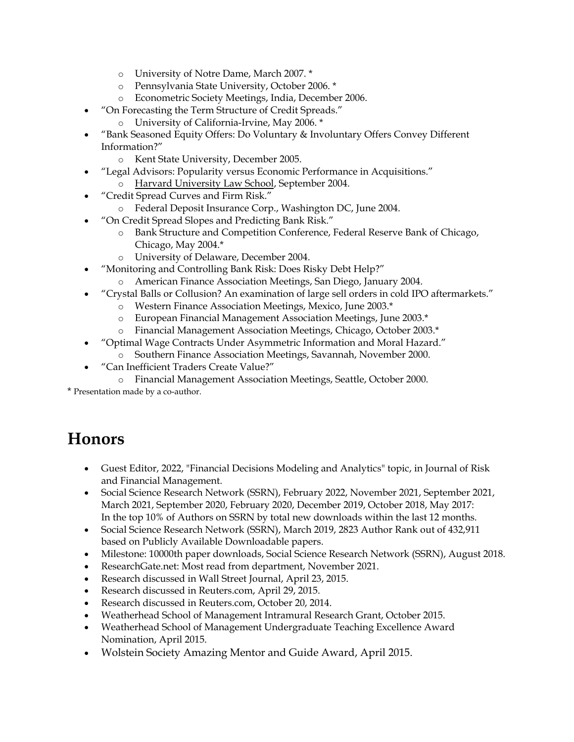- University of Notre Dame, March 2007. *
  - Pennsylvania State University, October 2006. *
  - Econometric Society Meetings, India, December 2006.
- "On Forecasting the Term Structure of Credit Spreads."
  - University of California-Irvine, May 2006. *
- "Bank Seasoned Equity Offers: Do Voluntary & Involuntary Offers Convey Different Information?"
  - Kent State University, December 2005.
- "Legal Advisors: Popularity versus Economic Performance in Acquisitions."
  - Harvard University Law School, September 2004.
- "Credit Spread Curves and Firm Risk."
  - Federal Deposit Insurance Corp., Washington DC, June 2004.
- "On Credit Spread Slopes and Predicting Bank Risk."
  - Bank Structure and Competition Conference, Federal Reserve Bank of Chicago, Chicago, May 2004.*
  - University of Delaware, December 2004.
- "Monitoring and Controlling Bank Risk: Does Risky Debt Help?"
  - American Finance Association Meetings, San Diego, January 2004.
- "Crystal Balls or Collusion? An examination of large sell orders in cold IPO aftermarkets."
  - Western Finance Association Meetings, Mexico, June 2003.*
  - European Financial Management Association Meetings, June 2003.*
  - Financial Management Association Meetings, Chicago, October 2003.*
- "Optimal Wage Contracts Under Asymmetric Information and Moral Hazard."
  - Southern Finance Association Meetings, Savannah, November 2000.
- "Can Inefficient Traders Create Value?"
  - Financial Management Association Meetings, Seattle, October 2000.

* Presentation made by a co-author.

# Honors

- Guest Editor, 2022, "Financial Decisions Modeling and Analytics" topic, in Journal of Risk and Financial Management.
- Social Science Research Network (SSRN), February 2022, November 2021, September 2021, March 2021, September 2020, February 2020, December 2019, October 2018, May 2017: In the top 10% of Authors on SSRN by total new downloads within the last 12 months.
- Social Science Research Network (SSRN), March 2019, 2823 Author Rank out of 432,911 based on Publicly Available Downloadable papers.
- Milestone: 10000th paper downloads, Social Science Research Network (SSRN), August 2018.
- ResearchGate.net: Most read from department, November 2021.
- Research discussed in Wall Street Journal, April 23, 2015.
- Research discussed in Reuters.com, April 29, 2015.
- Research discussed in Reuters.com, October 20, 2014.
- Weatherhead School of Management Intramural Research Grant, October 2015.
- Weatherhead School of Management Undergraduate Teaching Excellence Award Nomination, April 2015.
- Wolstein Society Amazing Mentor and Guide Award, April 2015.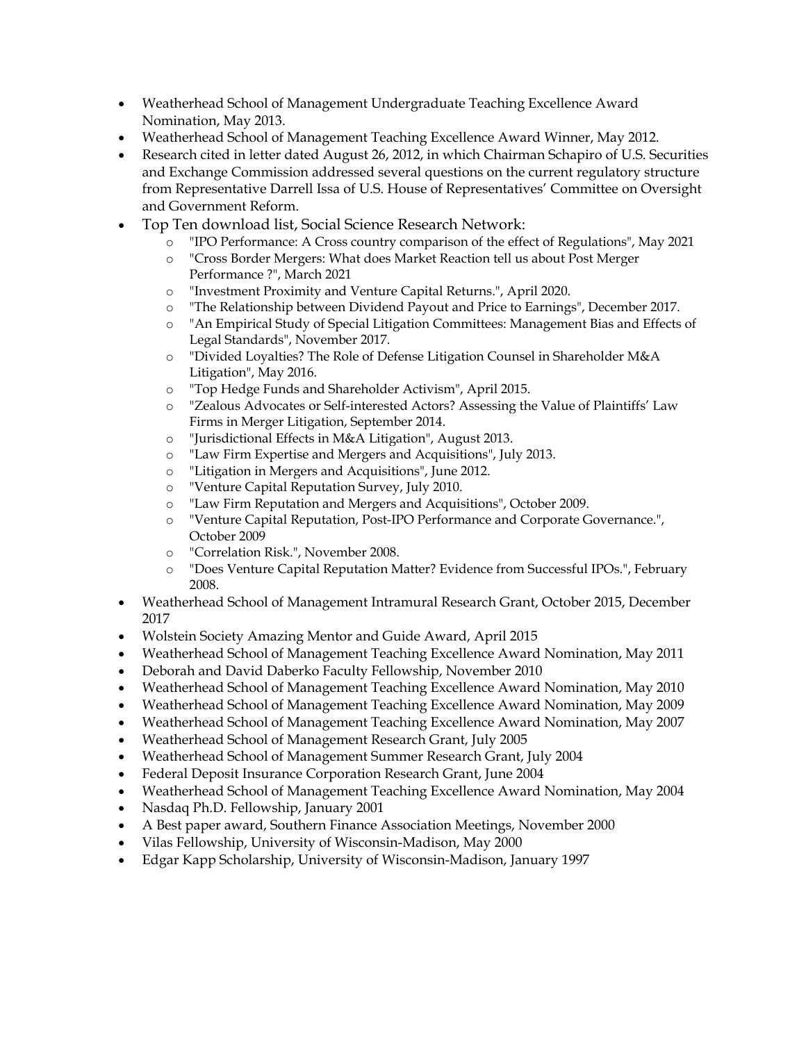- Weatherhead School of Management Undergraduate Teaching Excellence Award Nomination, May 2013.
- Weatherhead School of Management Teaching Excellence Award Winner, May 2012.
- Research cited in letter dated August 26, 2012, in which Chairman Schapiro of U.S. Securities and Exchange Commission addressed several questions on the current regulatory structure from Representative Darrell Issa of U.S. House of Representatives' Committee on Oversight and Government Reform.
- Top Ten download list, Social Science Research Network:
    - "IPO Performance: A Cross country comparison of the effect of Regulations", May 2021
    - "Cross Border Mergers: What does Market Reaction tell us about Post Merger Performance ?", March 2021
    - "Investment Proximity and Venture Capital Returns.", April 2020.
    - "The Relationship between Dividend Payout and Price to Earnings", December 2017.
    - "An Empirical Study of Special Litigation Committees: Management Bias and Effects of Legal Standards", November 2017.
    - "Divided Loyalties? The Role of Defense Litigation Counsel in Shareholder M&A Litigation", May 2016.
    - "Top Hedge Funds and Shareholder Activism", April 2015.
    - "Zealous Advocates or Self-interested Actors? Assessing the Value of Plaintiffs' Law Firms in Merger Litigation, September 2014.
    - "Jurisdictional Effects in M&A Litigation", August 2013.
    - "Law Firm Expertise and Mergers and Acquisitions", July 2013.
    - "Litigation in Mergers and Acquisitions", June 2012.
    - "Venture Capital Reputation Survey, July 2010.
    - "Law Firm Reputation and Mergers and Acquisitions", October 2009.
    - "Venture Capital Reputation, Post-IPO Performance and Corporate Governance.", October 2009
    - "Correlation Risk.", November 2008.
    - "Does Venture Capital Reputation Matter? Evidence from Successful IPOs.", February 2008.
- Weatherhead School of Management Intramural Research Grant, October 2015, December 2017
- Wolstein Society Amazing Mentor and Guide Award, April 2015
- Weatherhead School of Management Teaching Excellence Award Nomination, May 2011
- Deborah and David Daberko Faculty Fellowship, November 2010
- Weatherhead School of Management Teaching Excellence Award Nomination, May 2010
- Weatherhead School of Management Teaching Excellence Award Nomination, May 2009
- Weatherhead School of Management Teaching Excellence Award Nomination, May 2007
- Weatherhead School of Management Research Grant, July 2005
- Weatherhead School of Management Summer Research Grant, July 2004
- Federal Deposit Insurance Corporation Research Grant, June 2004
- Weatherhead School of Management Teaching Excellence Award Nomination, May 2004
- Nasdaq Ph.D. Fellowship, January 2001
- A Best paper award, Southern Finance Association Meetings, November 2000
- Vilas Fellowship, University of Wisconsin-Madison, May 2000
- Edgar Kapp Scholarship, University of Wisconsin-Madison, January 1997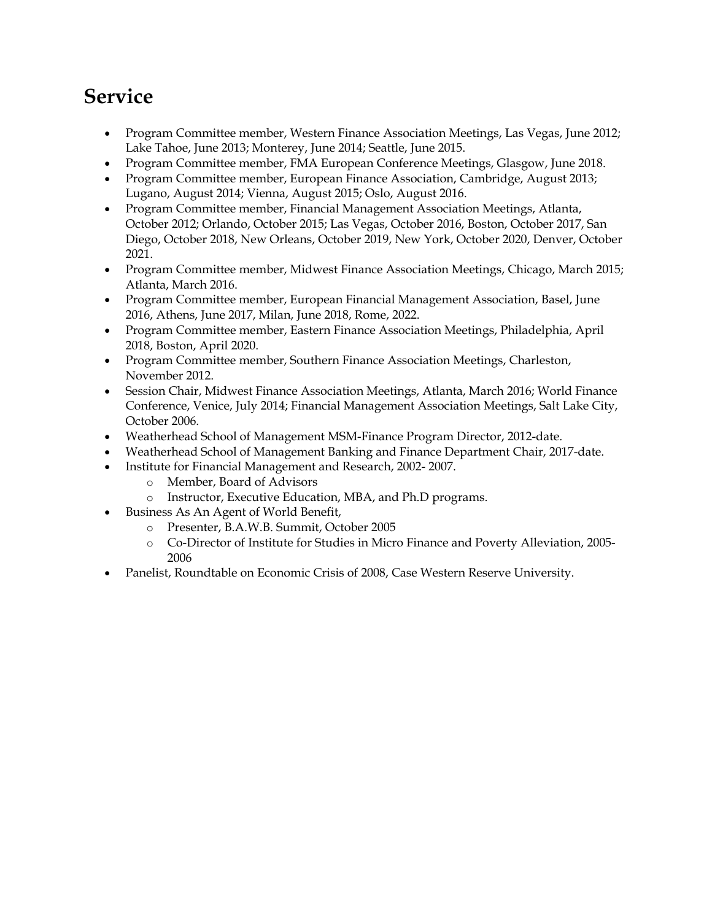# Service

- Program Committee member, Western Finance Association Meetings, Las Vegas, June 2012; Lake Tahoe, June 2013; Monterey, June 2014; Seattle, June 2015.
- Program Committee member, FMA European Conference Meetings, Glasgow, June 2018.
- Program Committee member, European Finance Association, Cambridge, August 2013; Lugano, August 2014; Vienna, August 2015; Oslo, August 2016.
- Program Committee member, Financial Management Association Meetings, Atlanta, October 2012; Orlando, October 2015; Las Vegas, October 2016, Boston, October 2017, San Diego, October 2018, New Orleans, October 2019, New York, October 2020, Denver, October 2021.
- Program Committee member, Midwest Finance Association Meetings, Chicago, March 2015; Atlanta, March 2016.
- Program Committee member, European Financial Management Association, Basel, June 2016, Athens, June 2017, Milan, June 2018, Rome, 2022.
- Program Committee member, Eastern Finance Association Meetings, Philadelphia, April 2018, Boston, April 2020.
- Program Committee member, Southern Finance Association Meetings, Charleston, November 2012.
- Session Chair, Midwest Finance Association Meetings, Atlanta, March 2016; World Finance Conference, Venice, July 2014; Financial Management Association Meetings, Salt Lake City, October 2006.
- Weatherhead School of Management MSM-Finance Program Director, 2012-date.
- Weatherhead School of Management Banking and Finance Department Chair, 2017-date.
- Institute for Financial Management and Research, 2002- 2007.
  - Member, Board of Advisors
  - Instructor, Executive Education, MBA, and Ph.D programs.
- Business As An Agent of World Benefit,
  - Presenter, B.A.W.B. Summit, October 2005
  - Co-Director of Institute for Studies in Micro Finance and Poverty Alleviation, 2005-2006
- Panelist, Roundtable on Economic Crisis of 2008, Case Western Reserve University.